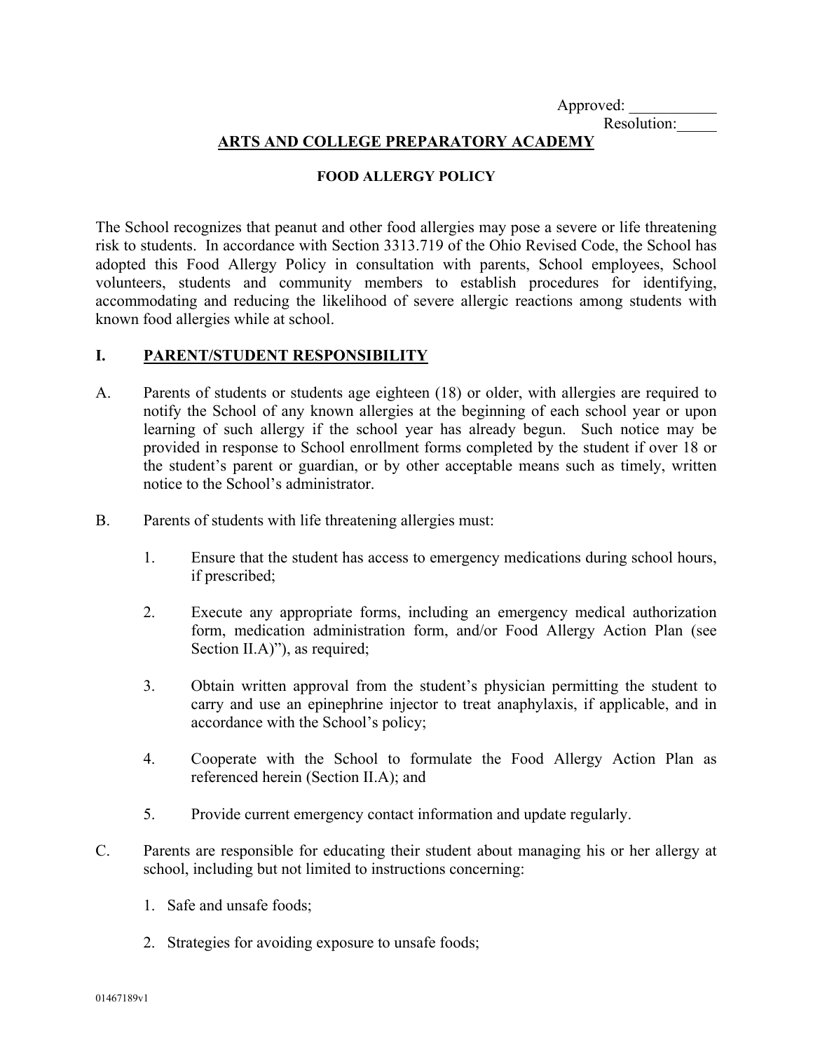Approved: ___________

Resolution:_____

# ARTS AND COLLEGE PREPARATORY ACADEMY

## FOOD ALLERGY POLICY

The School recognizes that peanut and other food allergies may pose a severe or life threatening risk to students. In accordance with Section 3313.719 of the Ohio Revised Code, the School has adopted this Food Allergy Policy in consultation with parents, School employees, School volunteers, students and community members to establish procedures for identifying, accommodating and reducing the likelihood of severe allergic reactions among students with known food allergies while at school.

## I. PARENT/STUDENT RESPONSIBILITY

A. Parents of students or students age eighteen (18) or older, with allergies are required to notify the School of any known allergies at the beginning of each school year or upon learning of such allergy if the school year has already begun. Such notice may be provided in response to School enrollment forms completed by the student if over 18 or the student's parent or guardian, or by other acceptable means such as timely, written notice to the School's administrator.

B. Parents of students with life threatening allergies must:

1. Ensure that the student has access to emergency medications during school hours, if prescribed;
2. Execute any appropriate forms, including an emergency medical authorization form, medication administration form, and/or Food Allergy Action Plan (see Section II.A)"), as required;
3. Obtain written approval from the student's physician permitting the student to carry and use an epinephrine injector to treat anaphylaxis, if applicable, and in accordance with the School's policy;
4. Cooperate with the School to formulate the Food Allergy Action Plan as referenced herein (Section II.A); and
5. Provide current emergency contact information and update regularly.

C. Parents are responsible for educating their student about managing his or her allergy at school, including but not limited to instructions concerning:

1. Safe and unsafe foods;
2. Strategies for avoiding exposure to unsafe foods;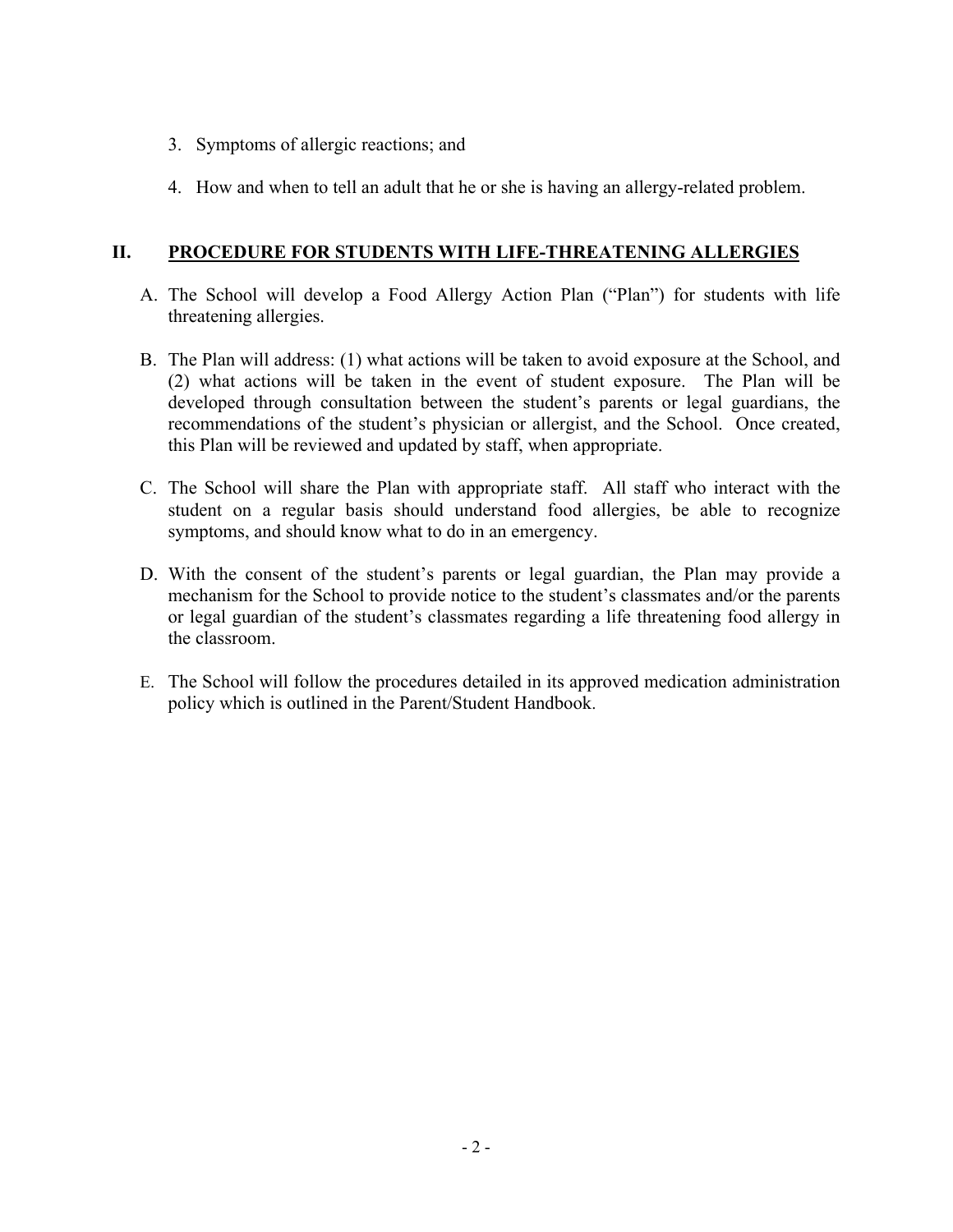3. Symptoms of allergic reactions; and

4. How and when to tell an adult that he or she is having an allergy-related problem.

## II. PROCEDURE FOR STUDENTS WITH LIFE-THREATENING ALLERGIES

A. The School will develop a Food Allergy Action Plan ("Plan") for students with life threatening allergies.

B. The Plan will address: (1) what actions will be taken to avoid exposure at the School, and (2) what actions will be taken in the event of student exposure. The Plan will be developed through consultation between the student's parents or legal guardians, the recommendations of the student's physician or allergist, and the School. Once created, this Plan will be reviewed and updated by staff, when appropriate.

C. The School will share the Plan with appropriate staff. All staff who interact with the student on a regular basis should understand food allergies, be able to recognize symptoms, and should know what to do in an emergency.

D. With the consent of the student's parents or legal guardian, the Plan may provide a mechanism for the School to provide notice to the student's classmates and/or the parents or legal guardian of the student's classmates regarding a life threatening food allergy in the classroom.

E. The School will follow the procedures detailed in its approved medication administration policy which is outlined in the Parent/Student Handbook.